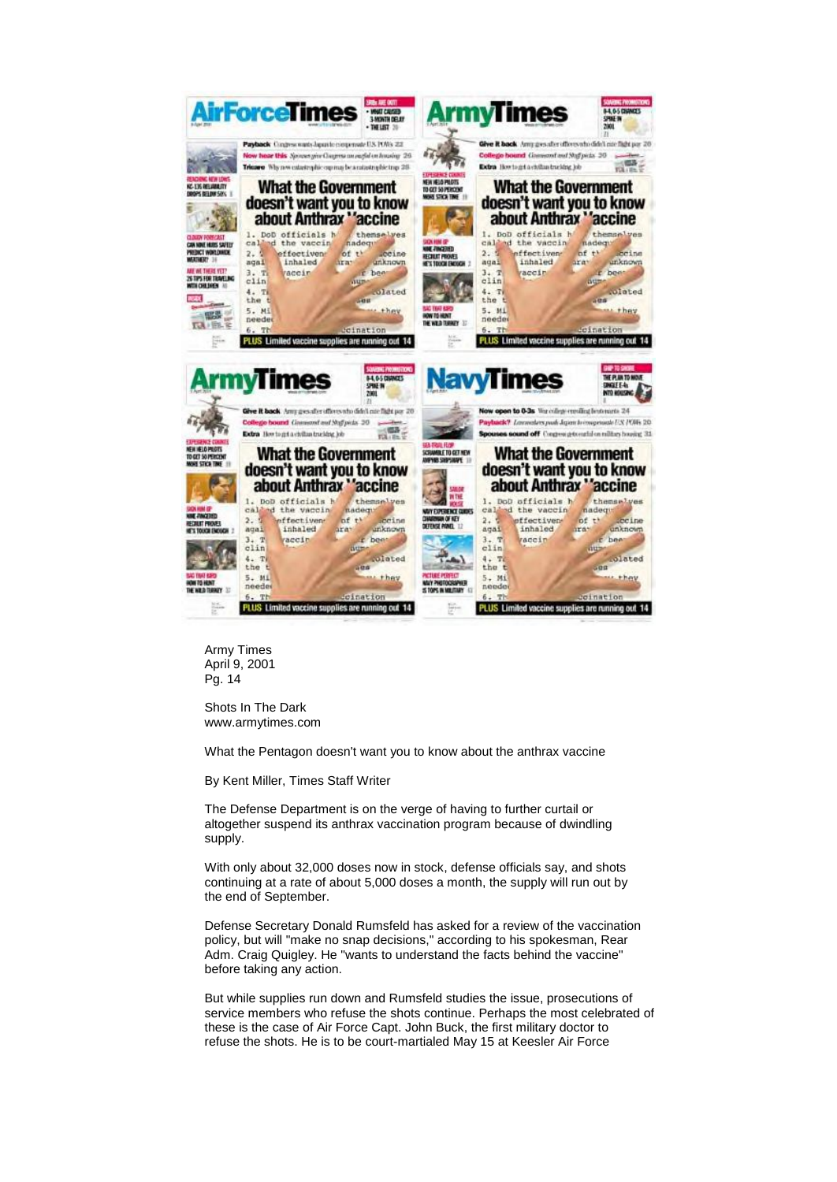Army Times
April 9, 2001
Pg. 14

Shots In The Dark
www.armytimes.com

What the Pentagon doesn't want you to know about the anthrax vaccine

By Kent Miller, Times Staff Writer

The Defense Department is on the verge of having to further curtail or altogether suspend its anthrax vaccination program because of dwindling supply.

With only about 32,000 doses now in stock, defense officials say, and shots continuing at a rate of about 5,000 doses a month, the supply will run out by the end of September.

Defense Secretary Donald Rumsfeld has asked for a review of the vaccination policy, but will "make no snap decisions," according to his spokesman, Rear Adm. Craig Quigley. He "wants to understand the facts behind the vaccine" before taking any action.

But while supplies run down and Rumsfeld studies the issue, prosecutions of service members who refuse the shots continue. Perhaps the most celebrated of these is the case of Air Force Capt. John Buck, the first military doctor to refuse the shots. He is to be court-martialed May 15 at Keesler Air Force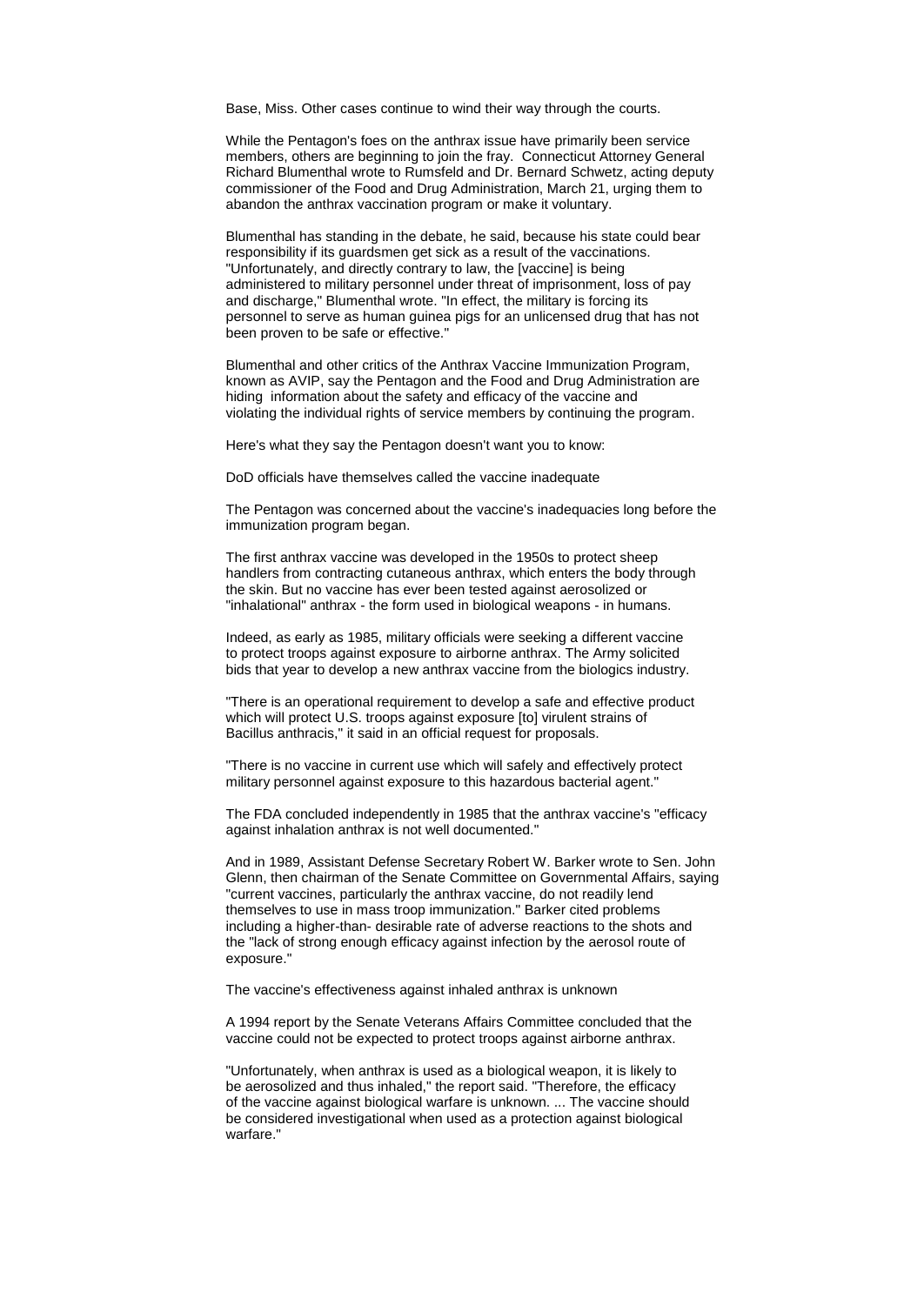Base, Miss. Other cases continue to wind their way through the courts.

While the Pentagon's foes on the anthrax issue have primarily been service members, others are beginning to join the fray. Connecticut Attorney General Richard Blumenthal wrote to Rumsfeld and Dr. Bernard Schwetz, acting deputy commissioner of the Food and Drug Administration, March 21, urging them to abandon the anthrax vaccination program or make it voluntary.

Blumenthal has standing in the debate, he said, because his state could bear responsibility if its guardsmen get sick as a result of the vaccinations. "Unfortunately, and directly contrary to law, the [vaccine] is being administered to military personnel under threat of imprisonment, loss of pay and discharge," Blumenthal wrote. "In effect, the military is forcing its personnel to serve as human guinea pigs for an unlicensed drug that has not been proven to be safe or effective."

Blumenthal and other critics of the Anthrax Vaccine Immunization Program, known as AVIP, say the Pentagon and the Food and Drug Administration are hiding information about the safety and efficacy of the vaccine and violating the individual rights of service members by continuing the program.

Here's what they say the Pentagon doesn't want you to know:

DoD officials have themselves called the vaccine inadequate

The Pentagon was concerned about the vaccine's inadequacies long before the immunization program began.

The first anthrax vaccine was developed in the 1950s to protect sheep handlers from contracting cutaneous anthrax, which enters the body through the skin. But no vaccine has ever been tested against aerosolized or "inhalational" anthrax - the form used in biological weapons - in humans.

Indeed, as early as 1985, military officials were seeking a different vaccine to protect troops against exposure to airborne anthrax. The Army solicited bids that year to develop a new anthrax vaccine from the biologics industry.

"There is an operational requirement to develop a safe and effective product which will protect U.S. troops against exposure [to] virulent strains of Bacillus anthracis," it said in an official request for proposals.

"There is no vaccine in current use which will safely and effectively protect military personnel against exposure to this hazardous bacterial agent."

The FDA concluded independently in 1985 that the anthrax vaccine's "efficacy against inhalation anthrax is not well documented."

And in 1989, Assistant Defense Secretary Robert W. Barker wrote to Sen. John Glenn, then chairman of the Senate Committee on Governmental Affairs, saying "current vaccines, particularly the anthrax vaccine, do not readily lend themselves to use in mass troop immunization." Barker cited problems including a higher-than- desirable rate of adverse reactions to the shots and the "lack of strong enough efficacy against infection by the aerosol route of exposure."

The vaccine's effectiveness against inhaled anthrax is unknown

A 1994 report by the Senate Veterans Affairs Committee concluded that the vaccine could not be expected to protect troops against airborne anthrax.

"Unfortunately, when anthrax is used as a biological weapon, it is likely to be aerosolized and thus inhaled," the report said. "Therefore, the efficacy of the vaccine against biological warfare is unknown. ... The vaccine should be considered investigational when used as a protection against biological warfare."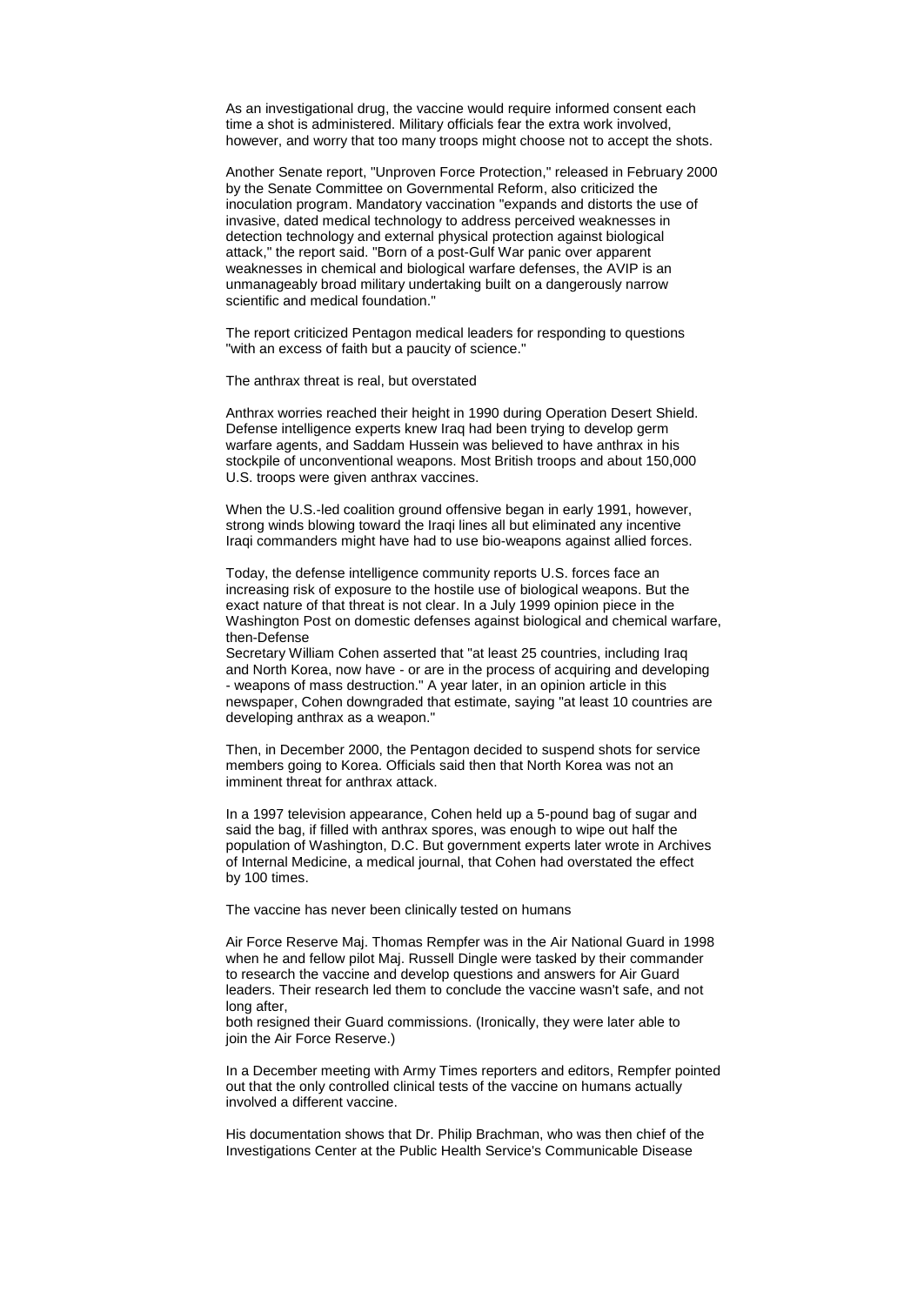As an investigational drug, the vaccine would require informed consent each time a shot is administered. Military officials fear the extra work involved, however, and worry that too many troops might choose not to accept the shots.

Another Senate report, "Unproven Force Protection," released in February 2000 by the Senate Committee on Governmental Reform, also criticized the inoculation program. Mandatory vaccination "expands and distorts the use of invasive, dated medical technology to address perceived weaknesses in detection technology and external physical protection against biological attack," the report said. "Born of a post-Gulf War panic over apparent weaknesses in chemical and biological warfare defenses, the AVIP is an unmanageably broad military undertaking built on a dangerously narrow scientific and medical foundation."

The report criticized Pentagon medical leaders for responding to questions "with an excess of faith but a paucity of science."

## The anthrax threat is real, but overstated

Anthrax worries reached their height in 1990 during Operation Desert Shield. Defense intelligence experts knew Iraq had been trying to develop germ warfare agents, and Saddam Hussein was believed to have anthrax in his stockpile of unconventional weapons. Most British troops and about 150,000 U.S. troops were given anthrax vaccines.

When the U.S.-led coalition ground offensive began in early 1991, however, strong winds blowing toward the Iraqi lines all but eliminated any incentive Iraqi commanders might have had to use bio-weapons against allied forces.

Today, the defense intelligence community reports U.S. forces face an increasing risk of exposure to the hostile use of biological weapons. But the exact nature of that threat is not clear. In a July 1999 opinion piece in the Washington Post on domestic defenses against biological and chemical warfare, then-Defense Secretary William Cohen asserted that "at least 25 countries, including Iraq and North Korea, now have - or are in the process of acquiring and developing - weapons of mass destruction." A year later, in an opinion article in this newspaper, Cohen downgraded that estimate, saying "at least 10 countries are developing anthrax as a weapon."

Then, in December 2000, the Pentagon decided to suspend shots for service members going to Korea. Officials said then that North Korea was not an imminent threat for anthrax attack.

In a 1997 television appearance, Cohen held up a 5-pound bag of sugar and said the bag, if filled with anthrax spores, was enough to wipe out half the population of Washington, D.C. But government experts later wrote in Archives of Internal Medicine, a medical journal, that Cohen had overstated the effect by 100 times.

## The vaccine has never been clinically tested on humans

Air Force Reserve Maj. Thomas Rempfer was in the Air National Guard in 1998 when he and fellow pilot Maj. Russell Dingle were tasked by their commander to research the vaccine and develop questions and answers for Air Guard leaders. Their research led them to conclude the vaccine wasn't safe, and not long after, both resigned their Guard commissions. (Ironically, they were later able to join the Air Force Reserve.)

In a December meeting with Army Times reporters and editors, Rempfer pointed out that the only controlled clinical tests of the vaccine on humans actually involved a different vaccine.

His documentation shows that Dr. Philip Brachman, who was then chief of the Investigations Center at the Public Health Service's Communicable Disease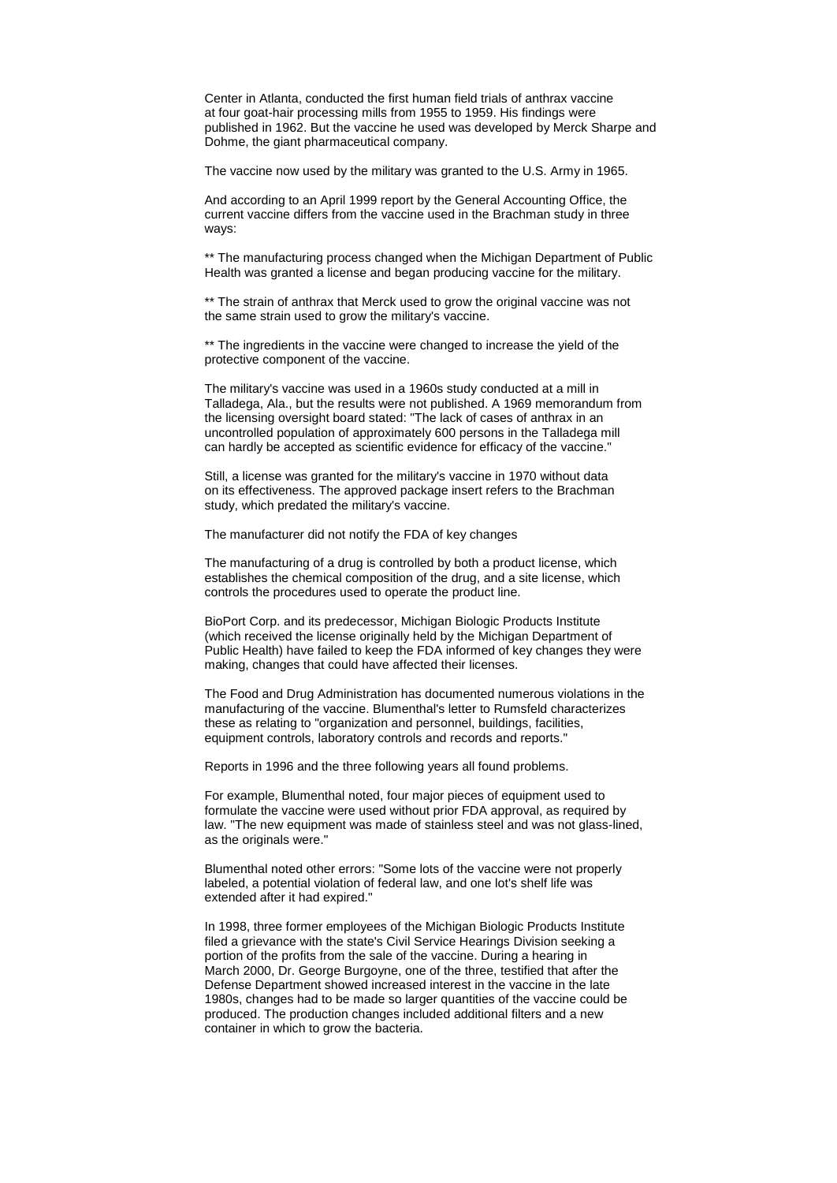Center in Atlanta, conducted the first human field trials of anthrax vaccine at four goat-hair processing mills from 1955 to 1959. His findings were published in 1962. But the vaccine he used was developed by Merck Sharpe and Dohme, the giant pharmaceutical company.

The vaccine now used by the military was granted to the U.S. Army in 1965.

And according to an April 1999 report by the General Accounting Office, the current vaccine differs from the vaccine used in the Brachman study in three ways:

** The manufacturing process changed when the Michigan Department of Public Health was granted a license and began producing vaccine for the military.

** The strain of anthrax that Merck used to grow the original vaccine was not the same strain used to grow the military's vaccine.

** The ingredients in the vaccine were changed to increase the yield of the protective component of the vaccine.

The military's vaccine was used in a 1960s study conducted at a mill in Talladega, Ala., but the results were not published. A 1969 memorandum from the licensing oversight board stated: "The lack of cases of anthrax in an uncontrolled population of approximately 600 persons in the Talladega mill can hardly be accepted as scientific evidence for efficacy of the vaccine."

Still, a license was granted for the military's vaccine in 1970 without data on its effectiveness. The approved package insert refers to the Brachman study, which predated the military's vaccine.

The manufacturer did not notify the FDA of key changes

The manufacturing of a drug is controlled by both a product license, which establishes the chemical composition of the drug, and a site license, which controls the procedures used to operate the product line.

BioPort Corp. and its predecessor, Michigan Biologic Products Institute (which received the license originally held by the Michigan Department of Public Health) have failed to keep the FDA informed of key changes they were making, changes that could have affected their licenses.

The Food and Drug Administration has documented numerous violations in the manufacturing of the vaccine. Blumenthal's letter to Rumsfeld characterizes these as relating to "organization and personnel, buildings, facilities, equipment controls, laboratory controls and records and reports."

Reports in 1996 and the three following years all found problems.

For example, Blumenthal noted, four major pieces of equipment used to formulate the vaccine were used without prior FDA approval, as required by law. "The new equipment was made of stainless steel and was not glass-lined, as the originals were."

Blumenthal noted other errors: "Some lots of the vaccine were not properly labeled, a potential violation of federal law, and one lot's shelf life was extended after it had expired."

In 1998, three former employees of the Michigan Biologic Products Institute filed a grievance with the state's Civil Service Hearings Division seeking a portion of the profits from the sale of the vaccine. During a hearing in March 2000, Dr. George Burgoyne, one of the three, testified that after the Defense Department showed increased interest in the vaccine in the late 1980s, changes had to be made so larger quantities of the vaccine could be produced. The production changes included additional filters and a new container in which to grow the bacteria.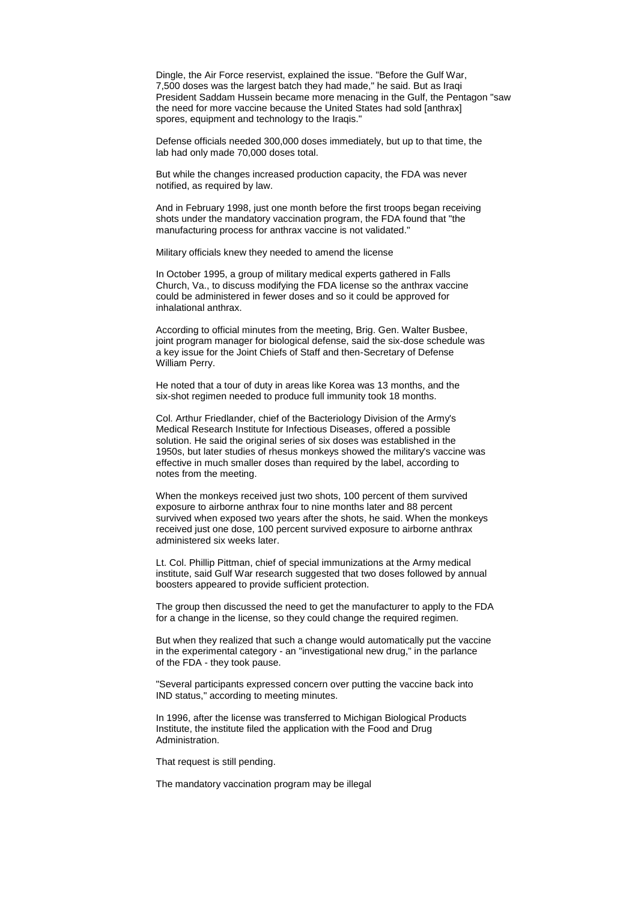Dingle, the Air Force reservist, explained the issue. "Before the Gulf War, 7,500 doses was the largest batch they had made," he said. But as Iraqi President Saddam Hussein became more menacing in the Gulf, the Pentagon "saw the need for more vaccine because the United States had sold [anthrax] spores, equipment and technology to the Iraqis."

Defense officials needed 300,000 doses immediately, but up to that time, the lab had only made 70,000 doses total.

But while the changes increased production capacity, the FDA was never notified, as required by law.

And in February 1998, just one month before the first troops began receiving shots under the mandatory vaccination program, the FDA found that "the manufacturing process for anthrax vaccine is not validated."

## Military officials knew they needed to amend the license

In October 1995, a group of military medical experts gathered in Falls Church, Va., to discuss modifying the FDA license so the anthrax vaccine could be administered in fewer doses and so it could be approved for inhalational anthrax.

According to official minutes from the meeting, Brig. Gen. Walter Busbee, joint program manager for biological defense, said the six-dose schedule was a key issue for the Joint Chiefs of Staff and then-Secretary of Defense William Perry.

He noted that a tour of duty in areas like Korea was 13 months, and the six-shot regimen needed to produce full immunity took 18 months.

Col. Arthur Friedlander, chief of the Bacteriology Division of the Army's Medical Research Institute for Infectious Diseases, offered a possible solution. He said the original series of six doses was established in the 1950s, but later studies of rhesus monkeys showed the military's vaccine was effective in much smaller doses than required by the label, according to notes from the meeting.

When the monkeys received just two shots, 100 percent of them survived exposure to airborne anthrax four to nine months later and 88 percent survived when exposed two years after the shots, he said. When the monkeys received just one dose, 100 percent survived exposure to airborne anthrax administered six weeks later.

Lt. Col. Phillip Pittman, chief of special immunizations at the Army medical institute, said Gulf War research suggested that two doses followed by annual boosters appeared to provide sufficient protection.

The group then discussed the need to get the manufacturer to apply to the FDA for a change in the license, so they could change the required regimen.

But when they realized that such a change would automatically put the vaccine in the experimental category - an "investigational new drug," in the parlance of the FDA - they took pause.

"Several participants expressed concern over putting the vaccine back into IND status," according to meeting minutes.

In 1996, after the license was transferred to Michigan Biological Products Institute, the institute filed the application with the Food and Drug Administration.

That request is still pending.

## The mandatory vaccination program may be illegal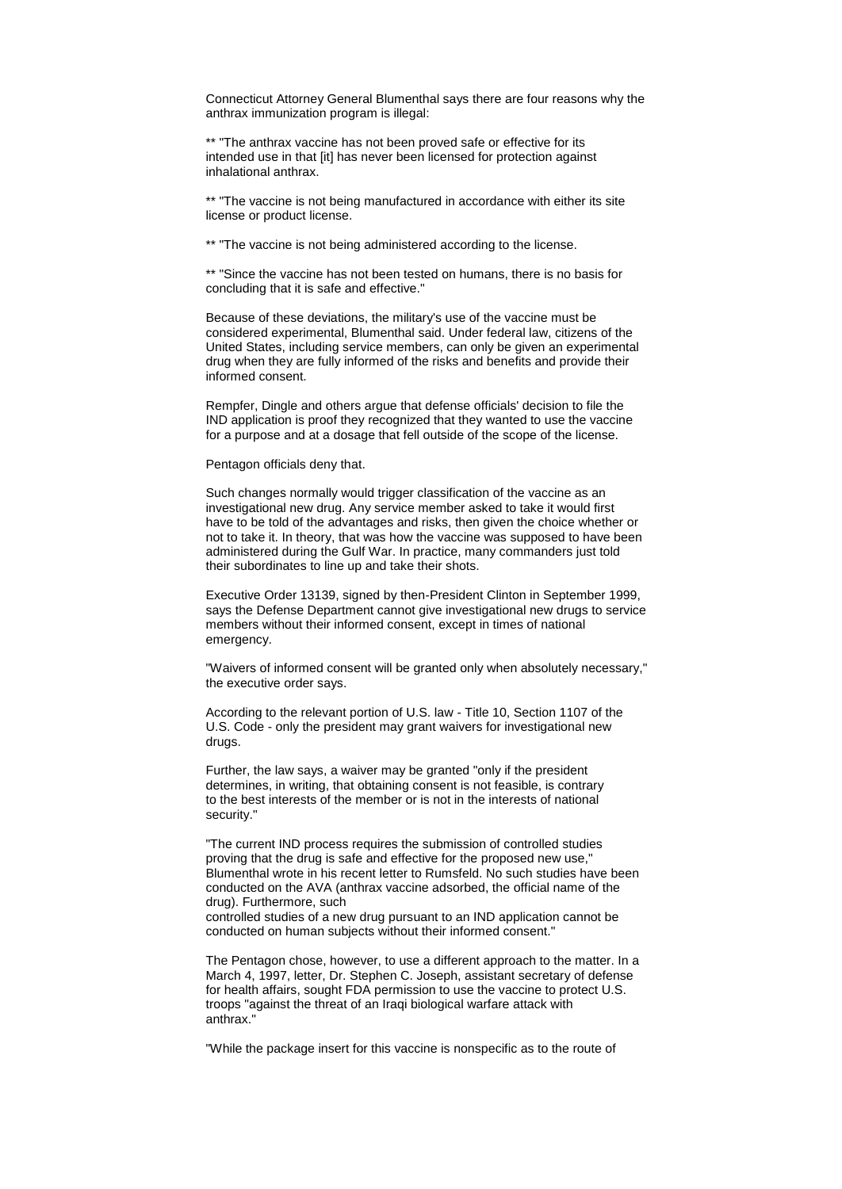Connecticut Attorney General Blumenthal says there are four reasons why the anthrax immunization program is illegal:

** "The anthrax vaccine has not been proved safe or effective for its intended use in that [it] has never been licensed for protection against inhalational anthrax.

** "The vaccine is not being manufactured in accordance with either its site license or product license.

** "The vaccine is not being administered according to the license.

** "Since the vaccine has not been tested on humans, there is no basis for concluding that it is safe and effective."

Because of these deviations, the military's use of the vaccine must be considered experimental, Blumenthal said. Under federal law, citizens of the United States, including service members, can only be given an experimental drug when they are fully informed of the risks and benefits and provide their informed consent.

Rempfer, Dingle and others argue that defense officials' decision to file the IND application is proof they recognized that they wanted to use the vaccine for a purpose and at a dosage that fell outside of the scope of the license.

Pentagon officials deny that.

Such changes normally would trigger classification of the vaccine as an investigational new drug. Any service member asked to take it would first have to be told of the advantages and risks, then given the choice whether or not to take it. In theory, that was how the vaccine was supposed to have been administered during the Gulf War. In practice, many commanders just told their subordinates to line up and take their shots.

Executive Order 13139, signed by then-President Clinton in September 1999, says the Defense Department cannot give investigational new drugs to service members without their informed consent, except in times of national emergency.

"Waivers of informed consent will be granted only when absolutely necessary," the executive order says.

According to the relevant portion of U.S. law - Title 10, Section 1107 of the U.S. Code - only the president may grant waivers for investigational new drugs.

Further, the law says, a waiver may be granted "only if the president determines, in writing, that obtaining consent is not feasible, is contrary to the best interests of the member or is not in the interests of national security."

"The current IND process requires the submission of controlled studies proving that the drug is safe and effective for the proposed new use," Blumenthal wrote in his recent letter to Rumsfeld. No such studies have been conducted on the AVA (anthrax vaccine adsorbed, the official name of the drug). Furthermore, such controlled studies of a new drug pursuant to an IND application cannot be conducted on human subjects without their informed consent."

The Pentagon chose, however, to use a different approach to the matter. In a March 4, 1997, letter, Dr. Stephen C. Joseph, assistant secretary of defense for health affairs, sought FDA permission to use the vaccine to protect U.S. troops "against the threat of an Iraqi biological warfare attack with anthrax."

"While the package insert for this vaccine is nonspecific as to the route of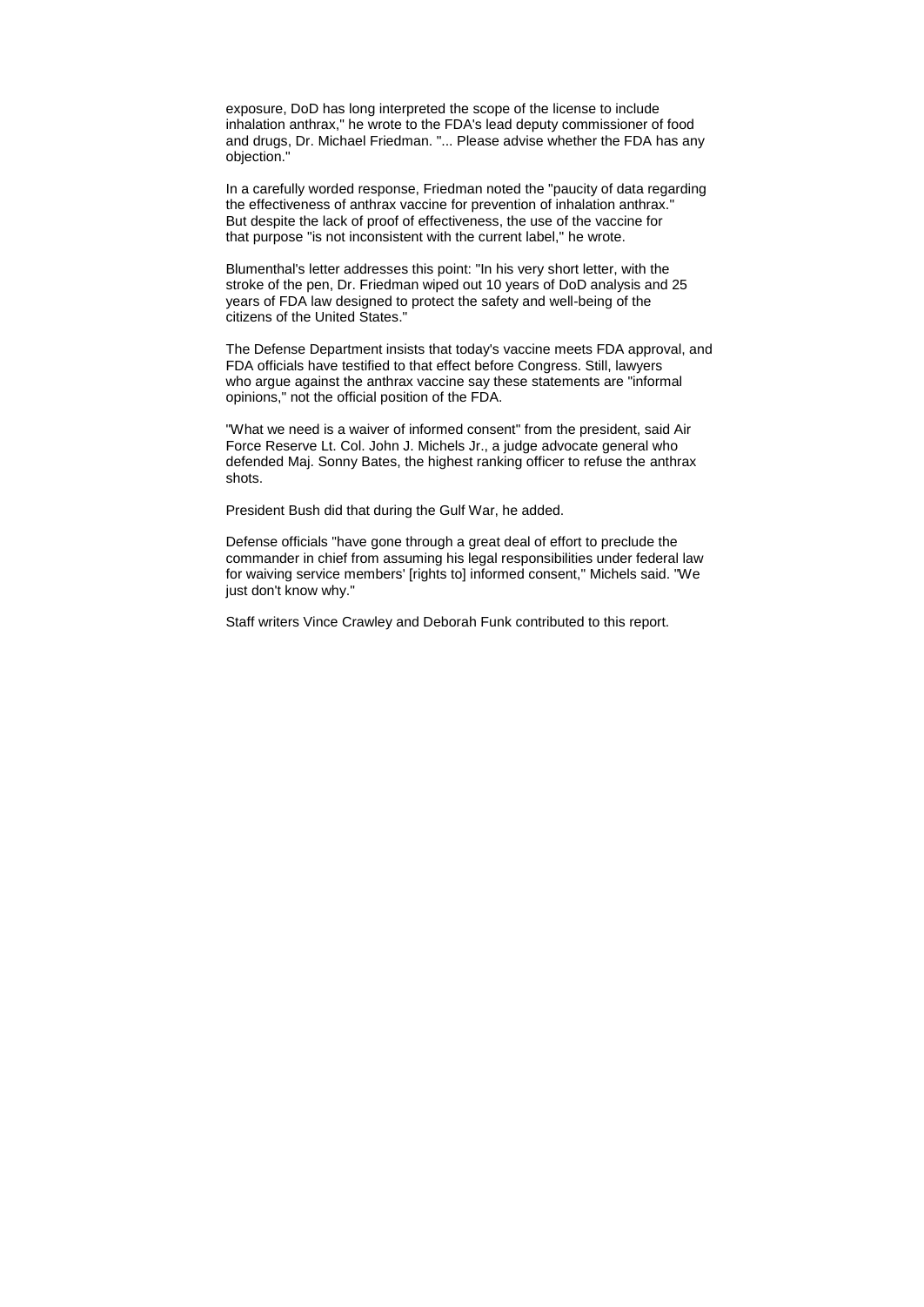exposure, DoD has long interpreted the scope of the license to include inhalation anthrax," he wrote to the FDA's lead deputy commissioner of food and drugs, Dr. Michael Friedman. "... Please advise whether the FDA has any objection."

In a carefully worded response, Friedman noted the "paucity of data regarding the effectiveness of anthrax vaccine for prevention of inhalation anthrax." But despite the lack of proof of effectiveness, the use of the vaccine for that purpose "is not inconsistent with the current label," he wrote.

Blumenthal's letter addresses this point: "In his very short letter, with the stroke of the pen, Dr. Friedman wiped out 10 years of DoD analysis and 25 years of FDA law designed to protect the safety and well-being of the citizens of the United States."

The Defense Department insists that today's vaccine meets FDA approval, and FDA officials have testified to that effect before Congress. Still, lawyers who argue against the anthrax vaccine say these statements are "informal opinions," not the official position of the FDA.

"What we need is a waiver of informed consent" from the president, said Air Force Reserve Lt. Col. John J. Michels Jr., a judge advocate general who defended Maj. Sonny Bates, the highest ranking officer to refuse the anthrax shots.

President Bush did that during the Gulf War, he added.

Defense officials "have gone through a great deal of effort to preclude the commander in chief from assuming his legal responsibilities under federal law for waiving service members' [rights to] informed consent," Michels said. "We just don't know why."

Staff writers Vince Crawley and Deborah Funk contributed to this report.